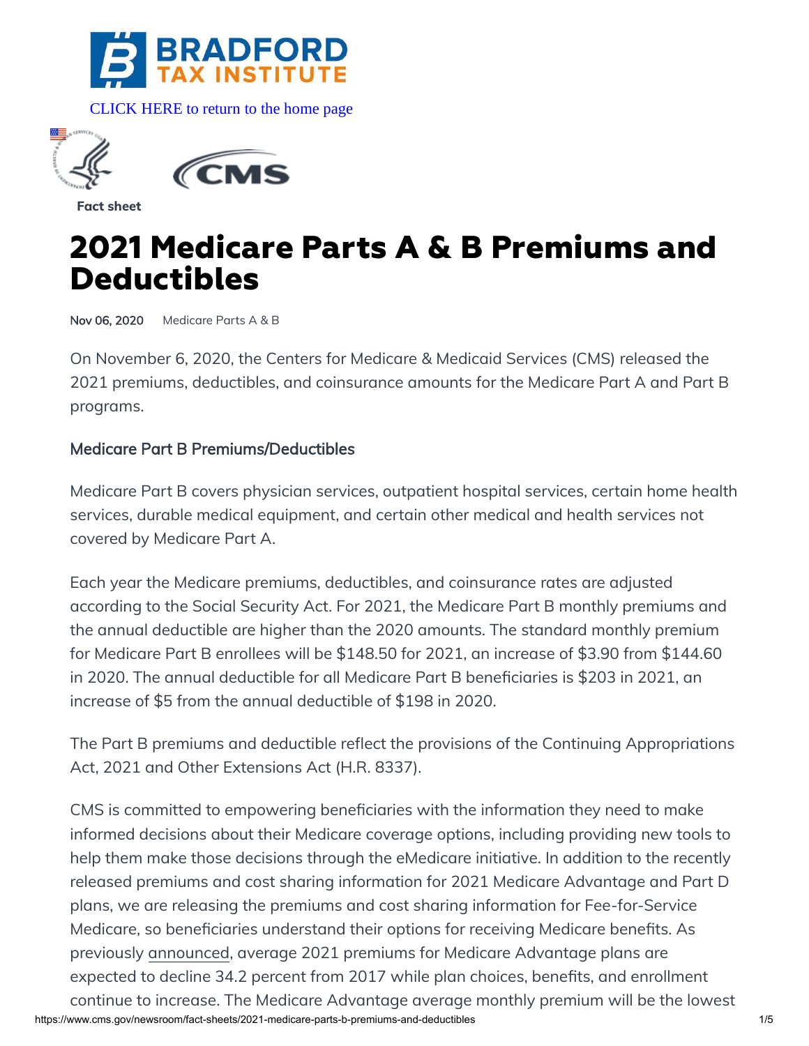CLICK HERE to return to the home page

**Fact sheet**

# 2021 Medicare Parts A & B Premiums and Deductibles

**Nov 06, 2020** Medicare Parts A & B

On November 6, 2020, the Centers for Medicare & Medicaid Services (CMS) released the 2021 premiums, deductibles, and coinsurance amounts for the Medicare Part A and Part B programs.

## Medicare Part B Premiums/Deductibles

Medicare Part B covers physician services, outpatient hospital services, certain home health services, durable medical equipment, and certain other medical and health services not covered by Medicare Part A.

Each year the Medicare premiums, deductibles, and coinsurance rates are adjusted according to the Social Security Act. For 2021, the Medicare Part B monthly premiums and the annual deductible are higher than the 2020 amounts. The standard monthly premium for Medicare Part B enrollees will be $148.50 for 2021, an increase of $3.90 from $144.60 in 2020. The annual deductible for all Medicare Part B beneficiaries is $203 in 2021, an increase of $5 from the annual deductible of $198 in 2020.

The Part B premiums and deductible reflect the provisions of the Continuing Appropriations Act, 2021 and Other Extensions Act (H.R. 8337).

CMS is committed to empowering beneficiaries with the information they need to make informed decisions about their Medicare coverage options, including providing new tools to help them make those decisions through the eMedicare initiative. In addition to the recently released premiums and cost sharing information for 2021 Medicare Advantage and Part D plans, we are releasing the premiums and cost sharing information for Fee-for-Service Medicare, so beneficiaries understand their options for receiving Medicare benefits. As previously announced, average 2021 premiums for Medicare Advantage plans are expected to decline 34.2 percent from 2017 while plan choices, benefits, and enrollment continue to increase. The Medicare Advantage average monthly premium will be the lowest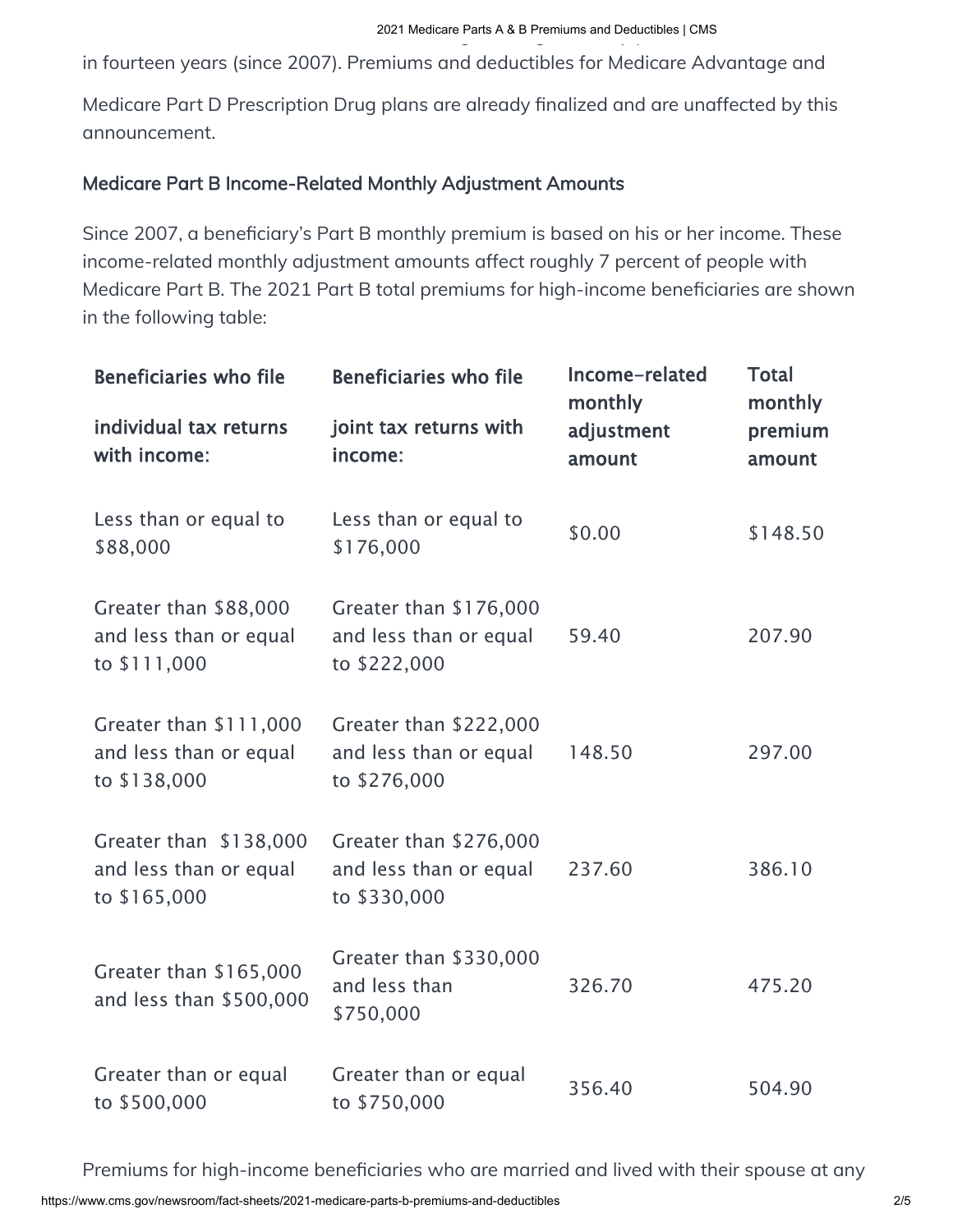in fourteen years (since 2007). Premiums and deductibles for Medicare Advantage and

Medicare Part D Prescription Drug plans are already finalized and are unaffected by this announcement.

### Medicare Part B Income-Related Monthly Adjustment Amounts

Since 2007, a beneficiary's Part B monthly premium is based on his or her income. These income-related monthly adjustment amounts affect roughly 7 percent of people with Medicare Part B. The 2021 Part B total premiums for high-income beneficiaries are shown in the following table:

| Beneficiaries who file individual tax returns with income: | Beneficiaries who file joint tax returns with income: | Income-related monthly adjustment amount | Total monthly premium amount |
|---|---|---|---|
| Less than or equal to $88,000 | Less than or equal to $176,000 | $0.00 | $148.50 |
| Greater than $88,000 and less than or equal to $111,000 | Greater than $176,000 and less than or equal to $222,000 | 59.40 | 207.90 |
| Greater than $111,000 and less than or equal to $138,000 | Greater than $222,000 and less than or equal to $276,000 | 148.50 | 297.00 |
| Greater than $138,000 and less than or equal to $165,000 | Greater than $276,000 and less than or equal to $330,000 | 237.60 | 386.10 |
| Greater than $165,000 and less than $500,000 | Greater than $330,000 and less than $750,000 | 326.70 | 475.20 |
| Greater than or equal to $500,000 | Greater than or equal to $750,000 | 356.40 | 504.90 |

Premiums for high-income beneficiaries who are married and lived with their spouse at any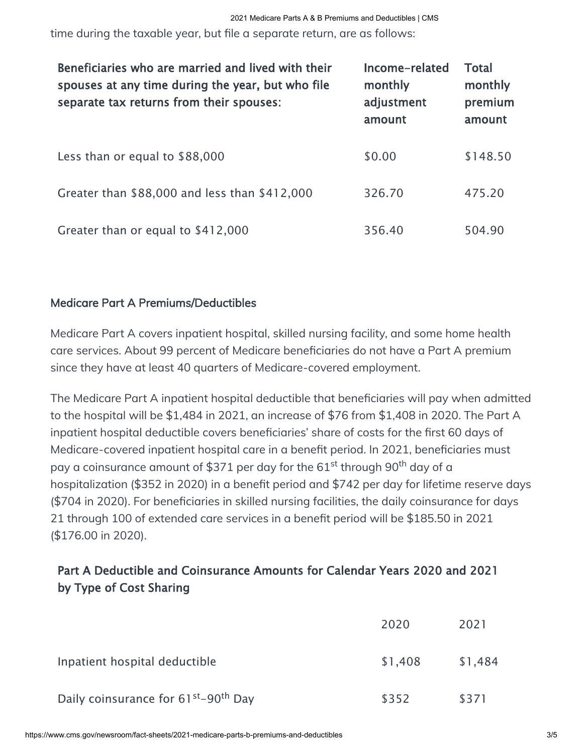time during the taxable year, but file a separate return, are as follows:

| Beneficiaries who are married and lived with their spouses at any time during the year, but who file separate tax returns from their spouses: | Income-related monthly adjustment amount | Total monthly premium amount |
|---|---|---|
| Less than or equal to $88,000 | $0.00 | $148.50 |
| Greater than $88,000 and less than $412,000 | 326.70 | 475.20 |
| Greater than or equal to $412,000 | 356.40 | 504.90 |

### Medicare Part A Premiums/Deductibles

Medicare Part A covers inpatient hospital, skilled nursing facility, and some home health care services. About 99 percent of Medicare beneficiaries do not have a Part A premium since they have at least 40 quarters of Medicare-covered employment.

The Medicare Part A inpatient hospital deductible that beneficiaries will pay when admitted to the hospital will be $1,484 in 2021, an increase of $76 from $1,408 in 2020. The Part A inpatient hospital deductible covers beneficiaries' share of costs for the first 60 days of Medicare-covered inpatient hospital care in a benefit period. In 2021, beneficiaries must pay a coinsurance amount of $371 per day for the 61st through 90th day of a hospitalization ($352 in 2020) in a benefit period and $742 per day for lifetime reserve days ($704 in 2020). For beneficiaries in skilled nursing facilities, the daily coinsurance for days 21 through 100 of extended care services in a benefit period will be $185.50 in 2021 ($176.00 in 2020).

#### Part A Deductible and Coinsurance Amounts for Calendar Years 2020 and 2021 by Type of Cost Sharing

| | 2020 | 2021 |
|---|---|---|
| Inpatient hospital deductible | $1,408 | $1,484 |
| Daily coinsurance for 61st–90th Day | $352 | $371 |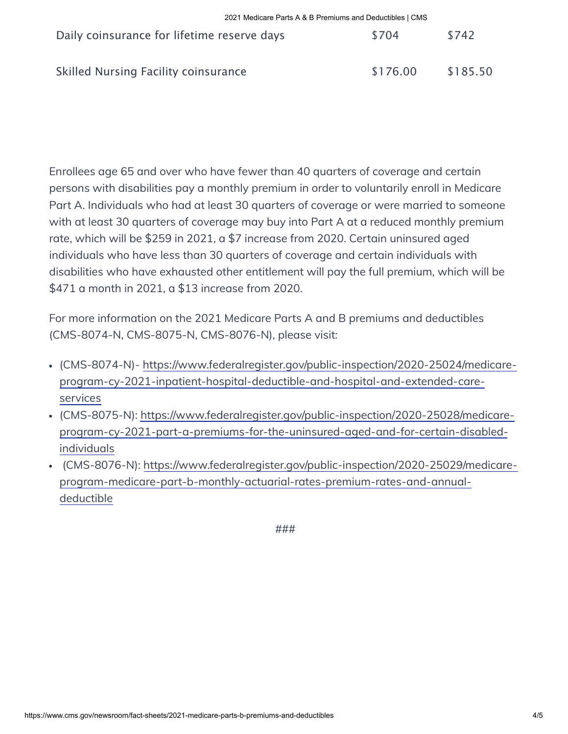| | | |
|---|---|---|
| Daily coinsurance for lifetime reserve days | $704 | $742 |
| Skilled Nursing Facility coinsurance | $176.00 | $185.50 |

Enrollees age 65 and over who have fewer than 40 quarters of coverage and certain persons with disabilities pay a monthly premium in order to voluntarily enroll in Medicare Part A. Individuals who had at least 30 quarters of coverage or were married to someone with at least 30 quarters of coverage may buy into Part A at a reduced monthly premium rate, which will be $259 in 2021, a $7 increase from 2020. Certain uninsured aged individuals who have less than 30 quarters of coverage and certain individuals with disabilities who have exhausted other entitlement will pay the full premium, which will be $471 a month in 2021, a $13 increase from 2020.

For more information on the 2021 Medicare Parts A and B premiums and deductibles (CMS-8074-N, CMS-8075-N, CMS-8076-N), please visit:

- (CMS-8074-N)- https://www.federalregister.gov/public-inspection/2020-25024/medicare-program-cy-2021-inpatient-hospital-deductible-and-hospital-and-extended-care-services
- (CMS-8075-N): https://www.federalregister.gov/public-inspection/2020-25028/medicare-program-cy-2021-part-a-premiums-for-the-uninsured-aged-and-for-certain-disabled-individuals
- (CMS-8076-N): https://www.federalregister.gov/public-inspection/2020-25029/medicare-program-medicare-part-b-monthly-actuarial-rates-premium-rates-and-annual-deductible

###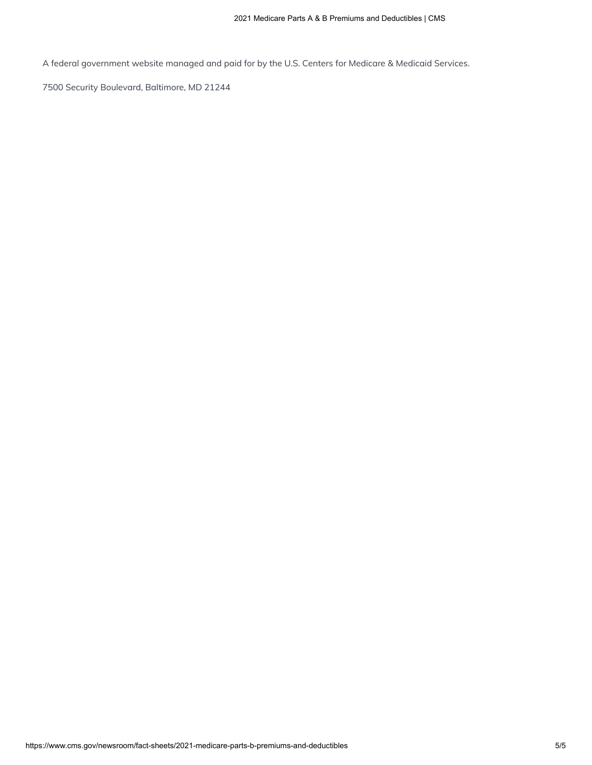A federal government website managed and paid for by the U.S. Centers for Medicare & Medicaid Services.

7500 Security Boulevard, Baltimore, MD 21244